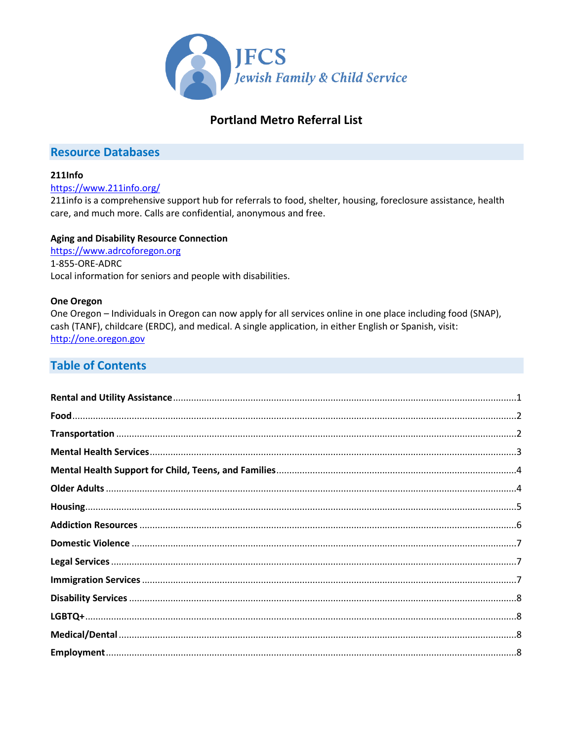JFCS
*Jewish Family & Child Service*

# Portland Metro Referral List

## Resource Databases

**211Info**
https://www.211info.org/
211info is a comprehensive support hub for referrals to food, shelter, housing, foreclosure assistance, health care, and much more. Calls are confidential, anonymous and free.

**Aging and Disability Resource Connection**
https://www.adrcoforegon.org
1-855-ORE-ADRC
Local information for seniors and people with disabilities.

**One Oregon**
One Oregon – Individuals in Oregon can now apply for all services online in one place including food (SNAP), cash (TANF), childcare (ERDC), and medical. A single application, in either English or Spanish, visit: http://one.oregon.gov

## Table of Contents

**Rental and Utility Assistance** .......... 1
**Food** .......... 2
**Transportation** .......... 2
**Mental Health Services** .......... 3
**Mental Health Support for Child, Teens, and Families** .......... 4
**Older Adults** .......... 4
**Housing** .......... 5
**Addiction Resources** .......... 6
**Domestic Violence** .......... 7
**Legal Services** .......... 7
**Immigration Services** .......... 7
**Disability Services** .......... 8
**LGBTQ+** .......... 8
**Medical/Dental** .......... 8
**Employment** .......... 8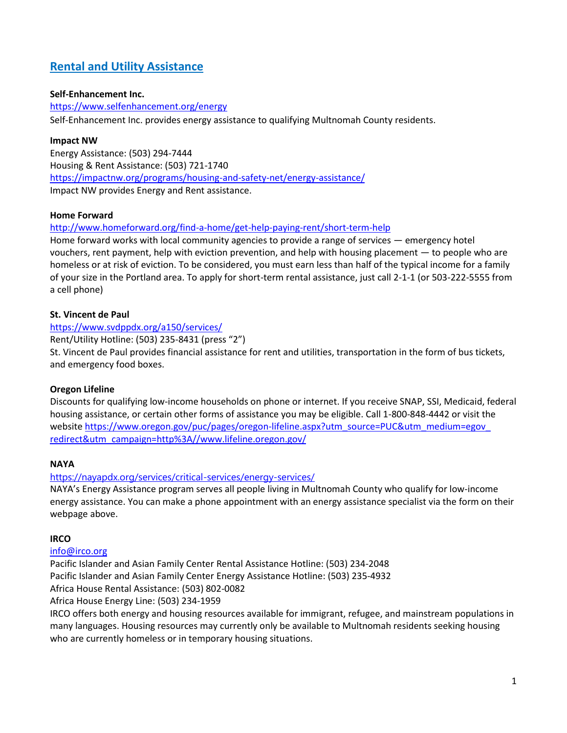## Rental and Utility Assistance

**Self-Enhancement Inc.**
https://www.selfenhancement.org/energy
Self-Enhancement Inc. provides energy assistance to qualifying Multnomah County residents.

**Impact NW**
Energy Assistance: (503) 294-7444
Housing & Rent Assistance: (503) 721-1740
https://impactnw.org/programs/housing-and-safety-net/energy-assistance/
Impact NW provides Energy and Rent assistance.

**Home Forward**
http://www.homeforward.org/find-a-home/get-help-paying-rent/short-term-help
Home forward works with local community agencies to provide a range of services — emergency hotel vouchers, rent payment, help with eviction prevention, and help with housing placement — to people who are homeless or at risk of eviction. To be considered, you must earn less than half of the typical income for a family of your size in the Portland area. To apply for short-term rental assistance, just call 2-1-1 (or 503-222-5555 from a cell phone)

**St. Vincent de Paul**
https://www.svdppdx.org/a150/services/
Rent/Utility Hotline: (503) 235-8431 (press "2")
St. Vincent de Paul provides financial assistance for rent and utilities, transportation in the form of bus tickets, and emergency food boxes.

**Oregon Lifeline**
Discounts for qualifying low-income households on phone or internet. If you receive SNAP, SSI, Medicaid, federal housing assistance, or certain other forms of assistance you may be eligible. Call 1-800-848-4442 or visit the website https://www.oregon.gov/puc/pages/oregon-lifeline.aspx?utm_source=PUC&utm_medium=egov_redirect&utm_campaign=http%3A//www.lifeline.oregon.gov/

**NAYA**
https://nayapdx.org/services/critical-services/energy-services/
NAYA's Energy Assistance program serves all people living in Multnomah County who qualify for low-income energy assistance. You can make a phone appointment with an energy assistance specialist via the form on their webpage above.

**IRCO**
info@irco.org
Pacific Islander and Asian Family Center Rental Assistance Hotline: (503) 234-2048
Pacific Islander and Asian Family Center Energy Assistance Hotline: (503) 235-4932
Africa House Rental Assistance: (503) 802-0082
Africa House Energy Line: (503) 234-1959
IRCO offers both energy and housing resources available for immigrant, refugee, and mainstream populations in many languages. Housing resources may currently only be available to Multnomah residents seeking housing who are currently homeless or in temporary housing situations.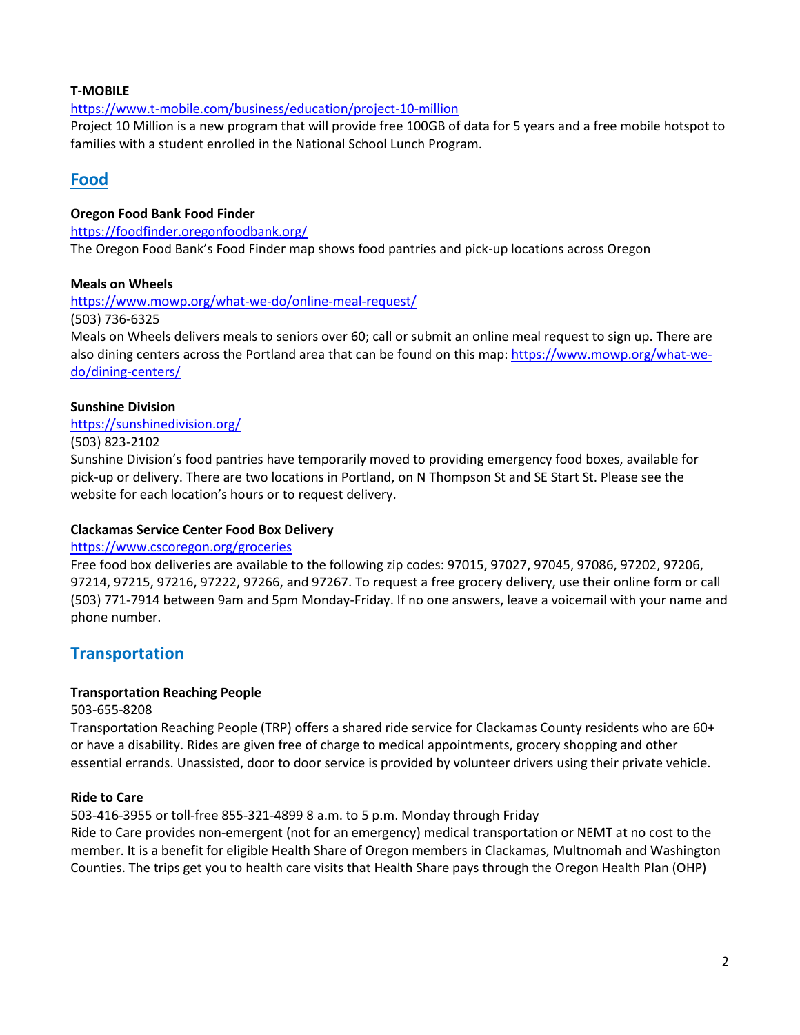**T-MOBILE**

https://www.t-mobile.com/business/education/project-10-million

Project 10 Million is a new program that will provide free 100GB of data for 5 years and a free mobile hotspot to families with a student enrolled in the National School Lunch Program.

## Food

**Oregon Food Bank Food Finder**

https://foodfinder.oregonfoodbank.org/

The Oregon Food Bank's Food Finder map shows food pantries and pick-up locations across Oregon

**Meals on Wheels**

https://www.mowp.org/what-we-do/online-meal-request/

(503) 736-6325

Meals on Wheels delivers meals to seniors over 60; call or submit an online meal request to sign up. There are also dining centers across the Portland area that can be found on this map: https://www.mowp.org/what-we-do/dining-centers/

**Sunshine Division**

https://sunshinedivision.org/

(503) 823-2102

Sunshine Division's food pantries have temporarily moved to providing emergency food boxes, available for pick-up or delivery. There are two locations in Portland, on N Thompson St and SE Start St. Please see the website for each location's hours or to request delivery.

**Clackamas Service Center Food Box Delivery**

https://www.cscoregon.org/groceries

Free food box deliveries are available to the following zip codes: 97015, 97027, 97045, 97086, 97202, 97206, 97214, 97215, 97216, 97222, 97266, and 97267. To request a free grocery delivery, use their online form or call (503) 771-7914 between 9am and 5pm Monday-Friday. If no one answers, leave a voicemail with your name and phone number.

## Transportation

**Transportation Reaching People**

503-655-8208

Transportation Reaching People (TRP) offers a shared ride service for Clackamas County residents who are 60+ or have a disability. Rides are given free of charge to medical appointments, grocery shopping and other essential errands. Unassisted, door to door service is provided by volunteer drivers using their private vehicle.

**Ride to Care**

503-416-3955 or toll-free 855-321-4899 8 a.m. to 5 p.m. Monday through Friday

Ride to Care provides non-emergent (not for an emergency) medical transportation or NEMT at no cost to the member. It is a benefit for eligible Health Share of Oregon members in Clackamas, Multnomah and Washington Counties. The trips get you to health care visits that Health Share pays through the Oregon Health Plan (OHP)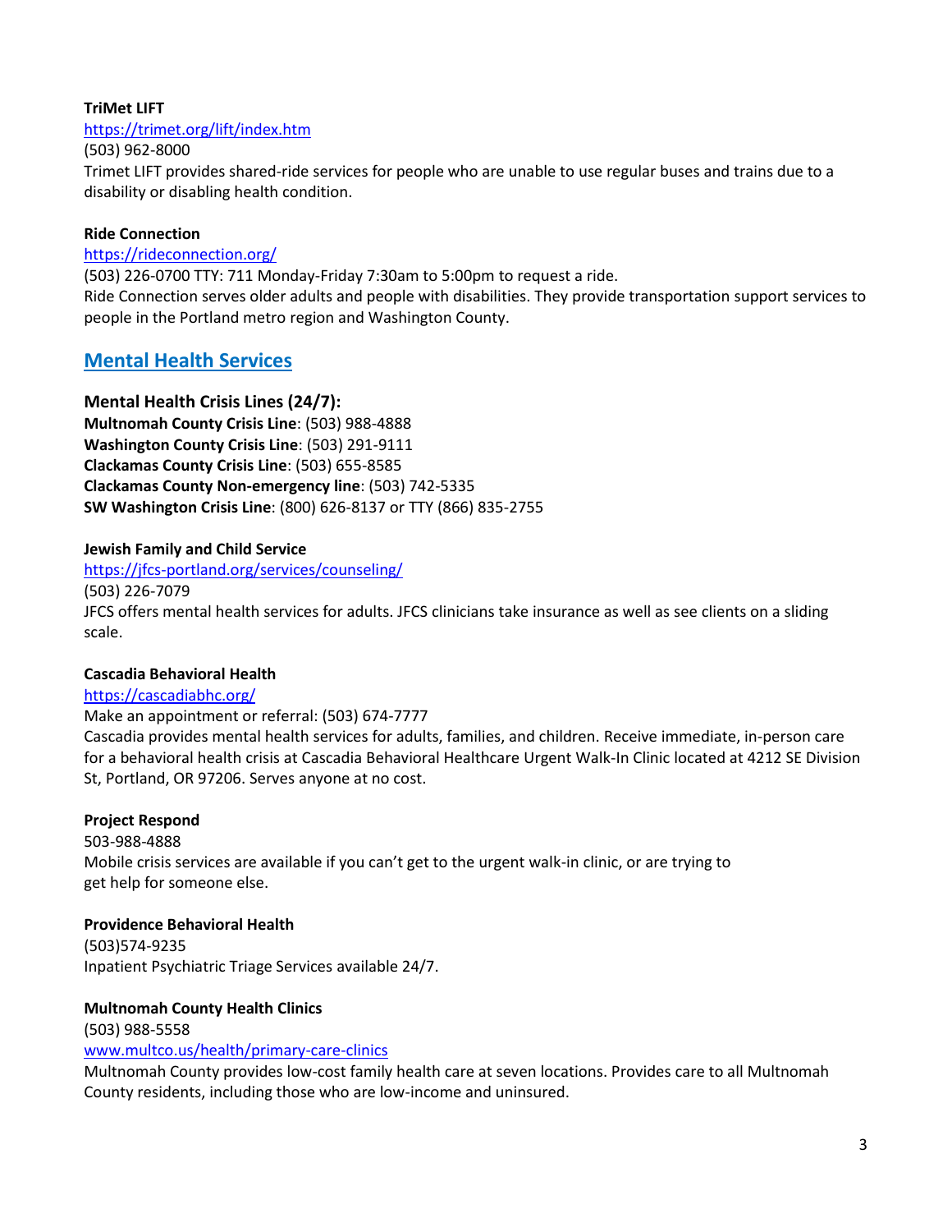**TriMet LIFT**

[https://trimet.org/lift/index.htm](https://trimet.org/lift/index.htm)

(503) 962-8000

Trimet LIFT provides shared-ride services for people who are unable to use regular buses and trains due to a disability or disabling health condition.

**Ride Connection**

[https://rideconnection.org/](https://rideconnection.org/)

(503) 226-0700 TTY: 711 Monday-Friday 7:30am to 5:00pm to request a ride.

Ride Connection serves older adults and people with disabilities. They provide transportation support services to people in the Portland metro region and Washington County.

## Mental Health Services

### Mental Health Crisis Lines (24/7):

**Multnomah County Crisis Line**: (503) 988-4888
**Washington County Crisis Line**: (503) 291-9111
**Clackamas County Crisis Line**: (503) 655-8585
**Clackamas County Non-emergency line**: (503) 742-5335
**SW Washington Crisis Line**: (800) 626-8137 or TTY (866) 835-2755

**Jewish Family and Child Service**

[https://jfcs-portland.org/services/counseling/](https://jfcs-portland.org/services/counseling/)

(503) 226-7079

JFCS offers mental health services for adults. JFCS clinicians take insurance as well as see clients on a sliding scale.

**Cascadia Behavioral Health**

[https://cascadiabhc.org/](https://cascadiabhc.org/)

Make an appointment or referral: (503) 674-7777

Cascadia provides mental health services for adults, families, and children. Receive immediate, in-person care for a behavioral health crisis at Cascadia Behavioral Healthcare Urgent Walk-In Clinic located at 4212 SE Division St, Portland, OR 97206. Serves anyone at no cost.

**Project Respond**

503-988-4888

Mobile crisis services are available if you can't get to the urgent walk-in clinic, or are trying to get help for someone else.

**Providence Behavioral Health**

(503)574-9235

Inpatient Psychiatric Triage Services available 24/7.

**Multnomah County Health Clinics**

(503) 988-5558

[www.multco.us/health/primary-care-clinics](www.multco.us/health/primary-care-clinics)

Multnomah County provides low-cost family health care at seven locations. Provides care to all Multnomah County residents, including those who are low-income and uninsured.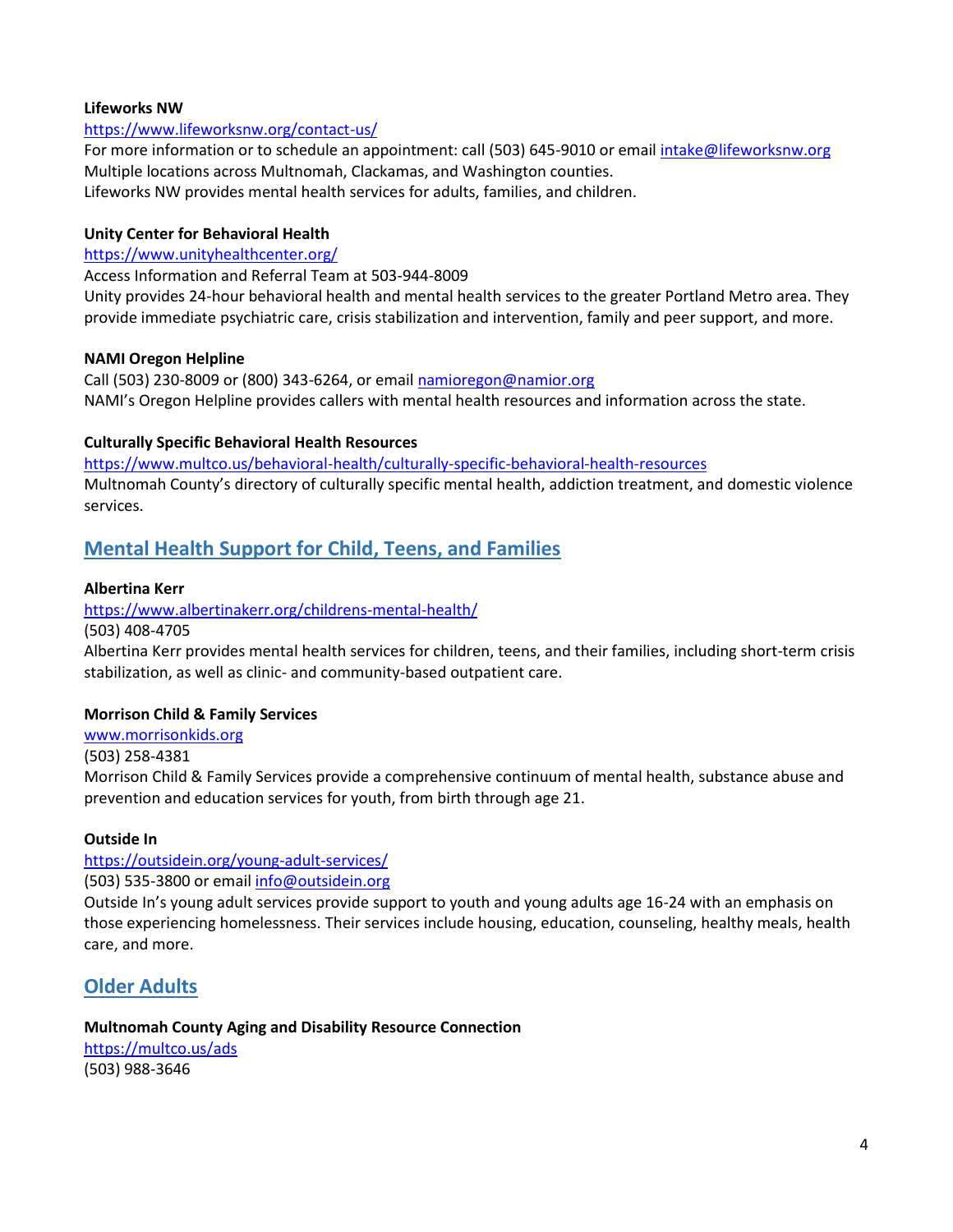**Lifeworks NW**

https://www.lifeworksnw.org/contact-us/

For more information or to schedule an appointment: call (503) 645-9010 or email intake@lifeworksnw.org

Multiple locations across Multnomah, Clackamas, and Washington counties.

Lifeworks NW provides mental health services for adults, families, and children.

**Unity Center for Behavioral Health**

https://www.unityhealthcenter.org/

Access Information and Referral Team at 503-944-8009

Unity provides 24-hour behavioral health and mental health services to the greater Portland Metro area. They provide immediate psychiatric care, crisis stabilization and intervention, family and peer support, and more.

**NAMI Oregon Helpline**

Call (503) 230-8009 or (800) 343-6264, or email namioregon@namior.org

NAMI's Oregon Helpline provides callers with mental health resources and information across the state.

**Culturally Specific Behavioral Health Resources**

https://www.multco.us/behavioral-health/culturally-specific-behavioral-health-resources

Multnomah County's directory of culturally specific mental health, addiction treatment, and domestic violence services.

## Mental Health Support for Child, Teens, and Families

**Albertina Kerr**

https://www.albertinakerr.org/childrens-mental-health/

(503) 408-4705

Albertina Kerr provides mental health services for children, teens, and their families, including short-term crisis stabilization, as well as clinic- and community-based outpatient care.

**Morrison Child & Family Services**

www.morrisonkids.org

(503) 258-4381

Morrison Child & Family Services provide a comprehensive continuum of mental health, substance abuse and prevention and education services for youth, from birth through age 21.

**Outside In**

https://outsidein.org/young-adult-services/

(503) 535-3800 or email info@outsidein.org

Outside In's young adult services provide support to youth and young adults age 16-24 with an emphasis on those experiencing homelessness. Their services include housing, education, counseling, healthy meals, health care, and more.

## Older Adults

**Multnomah County Aging and Disability Resource Connection**

https://multco.us/ads

(503) 988-3646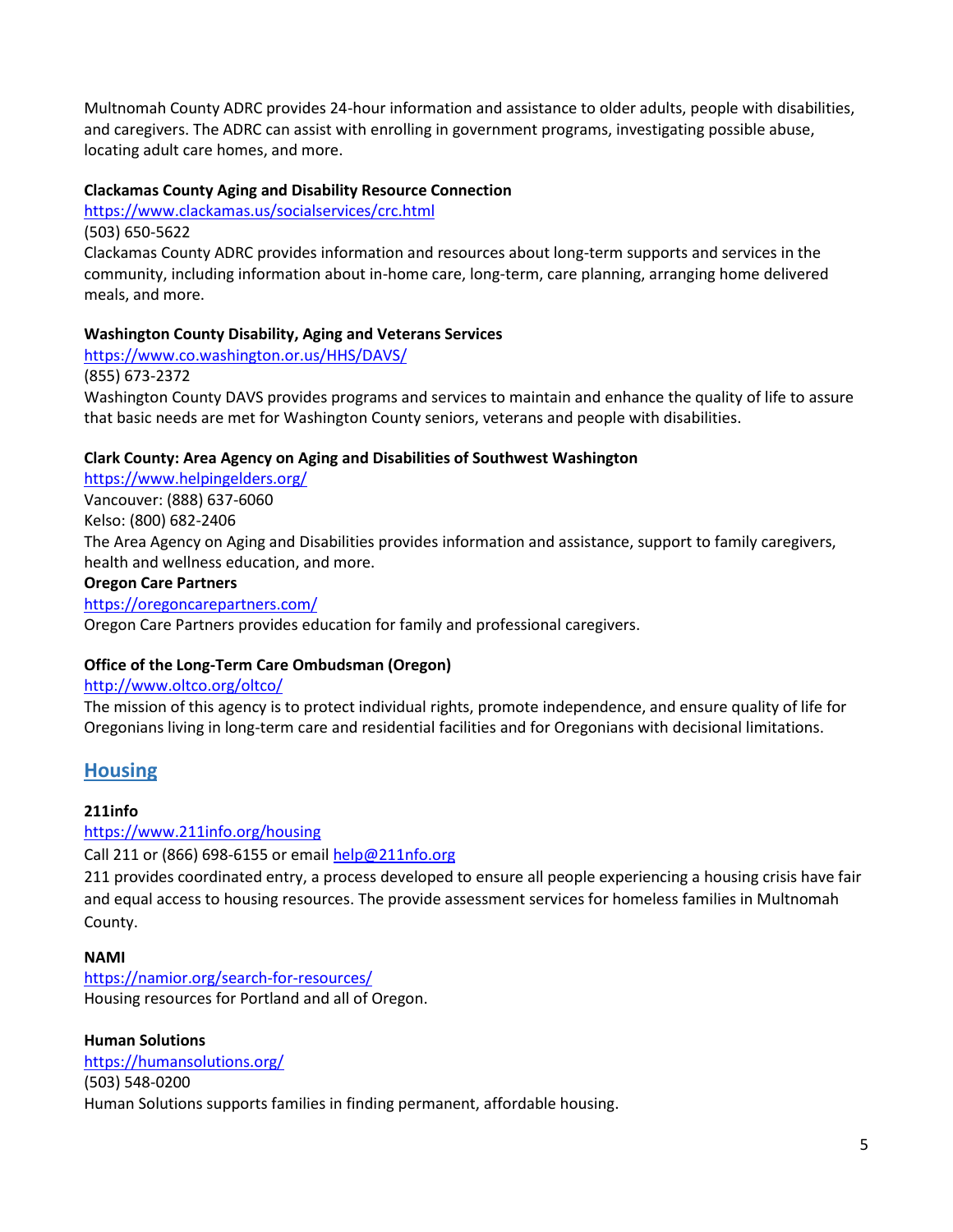Multnomah County ADRC provides 24-hour information and assistance to older adults, people with disabilities, and caregivers. The ADRC can assist with enrolling in government programs, investigating possible abuse, locating adult care homes, and more.

**Clackamas County Aging and Disability Resource Connection**

https://www.clackamas.us/socialservices/crc.html

(503) 650-5622

Clackamas County ADRC provides information and resources about long-term supports and services in the community, including information about in-home care, long-term, care planning, arranging home delivered meals, and more.

**Washington County Disability, Aging and Veterans Services**

https://www.co.washington.or.us/HHS/DAVS/

(855) 673-2372

Washington County DAVS provides programs and services to maintain and enhance the quality of life to assure that basic needs are met for Washington County seniors, veterans and people with disabilities.

**Clark County: Area Agency on Aging and Disabilities of Southwest Washington**

https://www.helpingelders.org/

Vancouver: (888) 637-6060

Kelso: (800) 682-2406

The Area Agency on Aging and Disabilities provides information and assistance, support to family caregivers, health and wellness education, and more.

**Oregon Care Partners**

https://oregoncarepartners.com/

Oregon Care Partners provides education for family and professional caregivers.

**Office of the Long-Term Care Ombudsman (Oregon)**

http://www.oltco.org/oltco/

The mission of this agency is to protect individual rights, promote independence, and ensure quality of life for Oregonians living in long-term care and residential facilities and for Oregonians with decisional limitations.

## Housing

**211info**

https://www.211info.org/housing

Call 211 or (866) 698-6155 or email help@211nfo.org

211 provides coordinated entry, a process developed to ensure all people experiencing a housing crisis have fair and equal access to housing resources. The provide assessment services for homeless families in Multnomah County.

**NAMI**

https://namior.org/search-for-resources/

Housing resources for Portland and all of Oregon.

**Human Solutions**

https://humansolutions.org/

(503) 548-0200

Human Solutions supports families in finding permanent, affordable housing.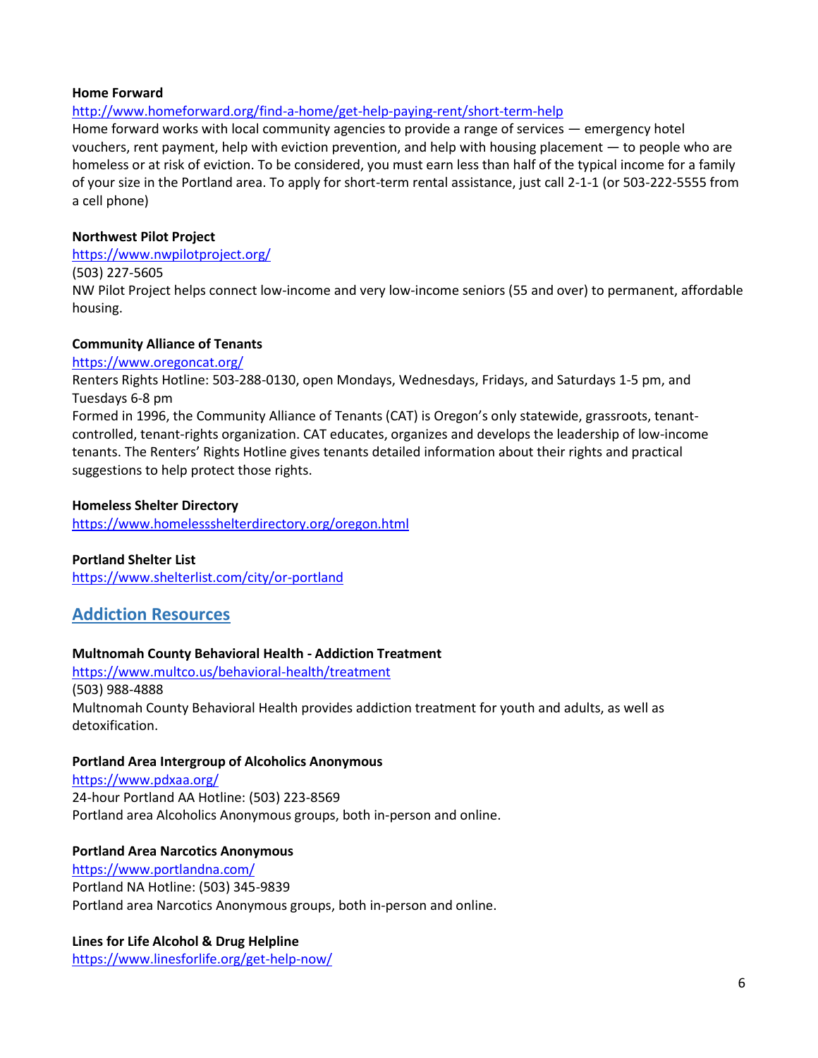**Home Forward**

http://www.homeforward.org/find-a-home/get-help-paying-rent/short-term-help

Home forward works with local community agencies to provide a range of services — emergency hotel vouchers, rent payment, help with eviction prevention, and help with housing placement — to people who are homeless or at risk of eviction. To be considered, you must earn less than half of the typical income for a family of your size in the Portland area. To apply for short-term rental assistance, just call 2-1-1 (or 503-222-5555 from a cell phone)

**Northwest Pilot Project**

https://www.nwpilotproject.org/

(503) 227-5605

NW Pilot Project helps connect low-income and very low-income seniors (55 and over) to permanent, affordable housing.

**Community Alliance of Tenants**

https://www.oregoncat.org/

Renters Rights Hotline: 503-288-0130, open Mondays, Wednesdays, Fridays, and Saturdays 1-5 pm, and Tuesdays 6-8 pm

Formed in 1996, the Community Alliance of Tenants (CAT) is Oregon's only statewide, grassroots, tenant-controlled, tenant-rights organization. CAT educates, organizes and develops the leadership of low-income tenants. The Renters' Rights Hotline gives tenants detailed information about their rights and practical suggestions to help protect those rights.

**Homeless Shelter Directory**

https://www.homelessshelterdirectory.org/oregon.html

**Portland Shelter List**

https://www.shelterlist.com/city/or-portland

## Addiction Resources

**Multnomah County Behavioral Health - Addiction Treatment**

https://www.multco.us/behavioral-health/treatment

(503) 988-4888

Multnomah County Behavioral Health provides addiction treatment for youth and adults, as well as detoxification.

**Portland Area Intergroup of Alcoholics Anonymous**

https://www.pdxaa.org/

24-hour Portland AA Hotline: (503) 223-8569

Portland area Alcoholics Anonymous groups, both in-person and online.

**Portland Area Narcotics Anonymous**

https://www.portlandna.com/

Portland NA Hotline: (503) 345-9839

Portland area Narcotics Anonymous groups, both in-person and online.

**Lines for Life Alcohol & Drug Helpline**

https://www.linesforlife.org/get-help-now/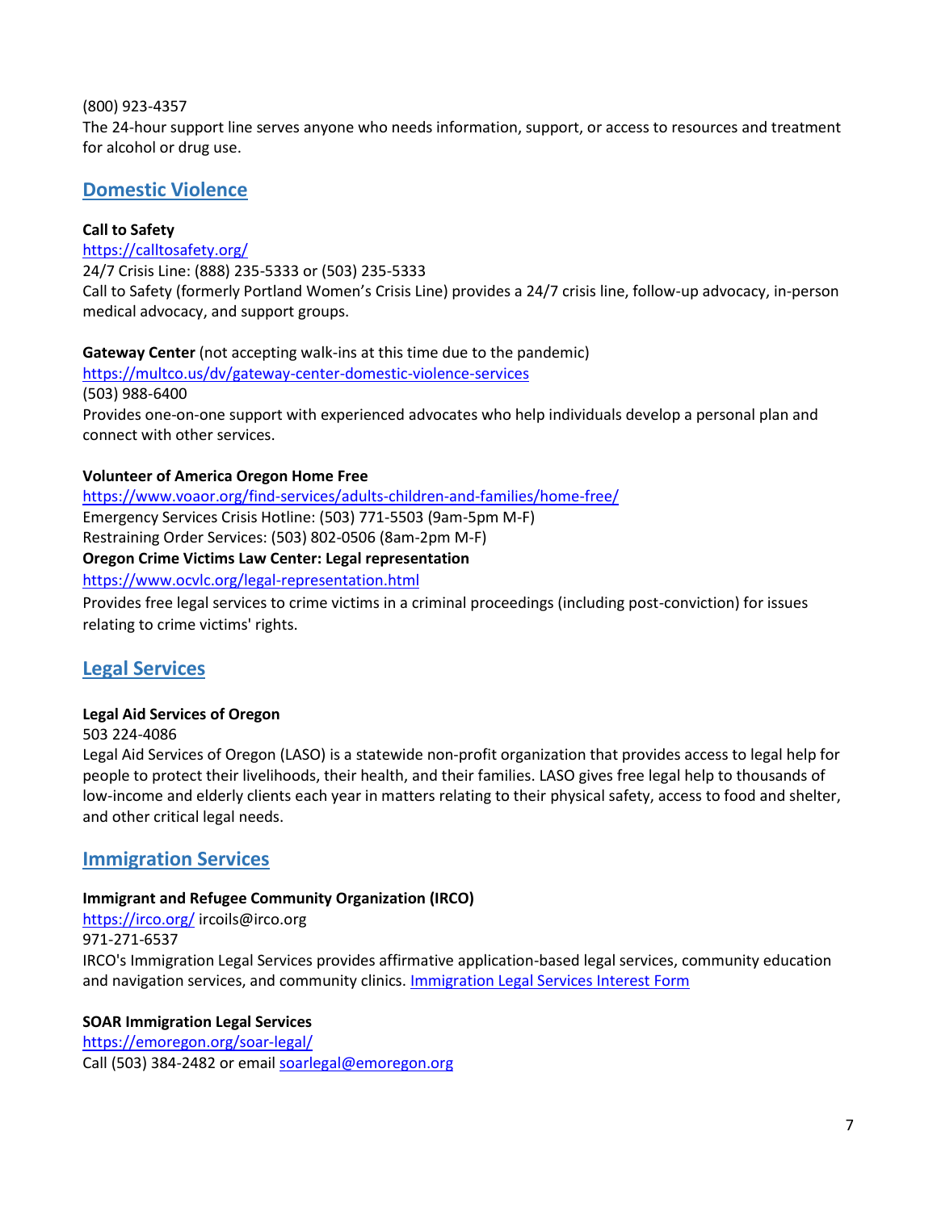(800) 923-4357

The 24-hour support line serves anyone who needs information, support, or access to resources and treatment for alcohol or drug use.

## [Domestic Violence]

**Call to Safety**

[https://calltosafety.org/](https://calltosafety.org/)

24/7 Crisis Line: (888) 235-5333 or (503) 235-5333

Call to Safety (formerly Portland Women's Crisis Line) provides a 24/7 crisis line, follow-up advocacy, in-person medical advocacy, and support groups.

**Gateway Center** (not accepting walk-ins at this time due to the pandemic)

[https://multco.us/dv/gateway-center-domestic-violence-services](https://multco.us/dv/gateway-center-domestic-violence-services)

(503) 988-6400

Provides one-on-one support with experienced advocates who help individuals develop a personal plan and connect with other services.

**Volunteer of America Oregon Home Free**

[https://www.voaor.org/find-services/adults-children-and-families/home-free/](https://www.voaor.org/find-services/adults-children-and-families/home-free/)

Emergency Services Crisis Hotline: (503) 771-5503 (9am-5pm M-F)

Restraining Order Services: (503) 802-0506 (8am-2pm M-F)

**Oregon Crime Victims Law Center: Legal representation**

[https://www.ocvlc.org/legal-representation.html](https://www.ocvlc.org/legal-representation.html)

Provides free legal services to crime victims in a criminal proceedings (including post-conviction) for issues relating to crime victims' rights.

## [Legal Services]

**Legal Aid Services of Oregon**

503 224-4086

Legal Aid Services of Oregon (LASO) is a statewide non-profit organization that provides access to legal help for people to protect their livelihoods, their health, and their families. LASO gives free legal help to thousands of low-income and elderly clients each year in matters relating to their physical safety, access to food and shelter, and other critical legal needs.

## [Immigration Services]

**Immigrant and Refugee Community Organization (IRCO)**

[https://irco.org/](https://irco.org/) ircoils@irco.org

971-271-6537

IRCO's Immigration Legal Services provides affirmative application-based legal services, community education and navigation services, and community clinics. [Immigration Legal Services Interest Form]

**SOAR Immigration Legal Services**

[https://emoregon.org/soar-legal/](https://emoregon.org/soar-legal/)

Call (503) 384-2482 or email [soarlegal@emoregon.org](mailto:soarlegal@emoregon.org)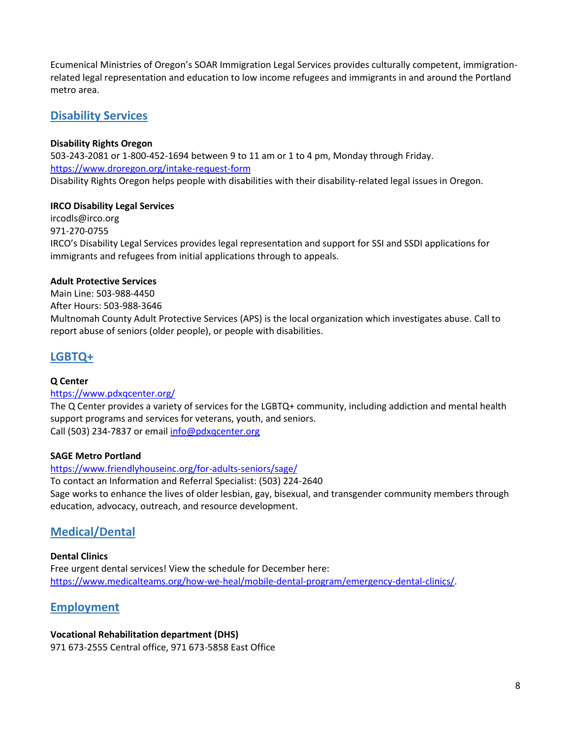Ecumenical Ministries of Oregon's SOAR Immigration Legal Services provides culturally competent, immigration-related legal representation and education to low income refugees and immigrants in and around the Portland metro area.

## Disability Services

**Disability Rights Oregon**
503-243-2081 or 1-800-452-1694 between 9 to 11 am or 1 to 4 pm, Monday through Friday.
https://www.droregon.org/intake-request-form
Disability Rights Oregon helps people with disabilities with their disability-related legal issues in Oregon.

**IRCO Disability Legal Services**
ircodls@irco.org
971-270-0755
IRCO's Disability Legal Services provides legal representation and support for SSI and SSDI applications for immigrants and refugees from initial applications through to appeals.

**Adult Protective Services**
Main Line: 503-988-4450
After Hours: 503-988-3646
Multnomah County Adult Protective Services (APS) is the local organization which investigates abuse. Call to report abuse of seniors (older people), or people with disabilities.

## LGBTQ+

**Q Center**
https://www.pdxqcenter.org/
The Q Center provides a variety of services for the LGBTQ+ community, including addiction and mental health support programs and services for veterans, youth, and seniors.
Call (503) 234-7837 or email info@pdxqcenter.org

**SAGE Metro Portland**
https://www.friendlyhouseinc.org/for-adults-seniors/sage/
To contact an Information and Referral Specialist: (503) 224-2640
Sage works to enhance the lives of older lesbian, gay, bisexual, and transgender community members through education, advocacy, outreach, and resource development.

## Medical/Dental

**Dental Clinics**
Free urgent dental services! View the schedule for December here:
https://www.medicalteams.org/how-we-heal/mobile-dental-program/emergency-dental-clinics/.

## Employment

**Vocational Rehabilitation department (DHS)**
971 673-2555 Central office, 971 673-5858 East Office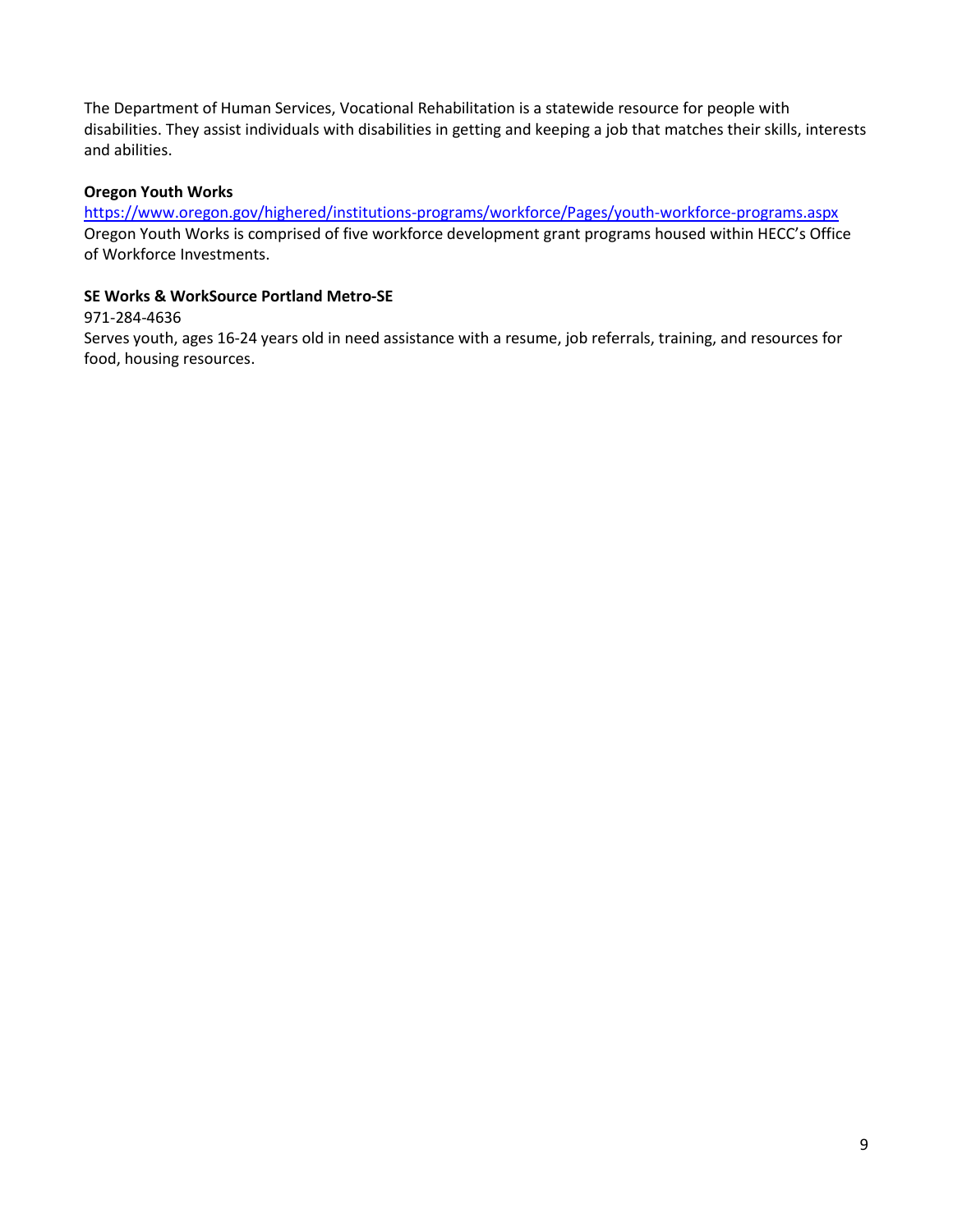The Department of Human Services, Vocational Rehabilitation is a statewide resource for people with disabilities. They assist individuals with disabilities in getting and keeping a job that matches their skills, interests and abilities.

**Oregon Youth Works**
https://www.oregon.gov/highered/institutions-programs/workforce/Pages/youth-workforce-programs.aspx
Oregon Youth Works is comprised of five workforce development grant programs housed within HECC's Office of Workforce Investments.

**SE Works & WorkSource Portland Metro-SE**
971-284-4636
Serves youth, ages 16-24 years old in need assistance with a resume, job referrals, training, and resources for food, housing resources.